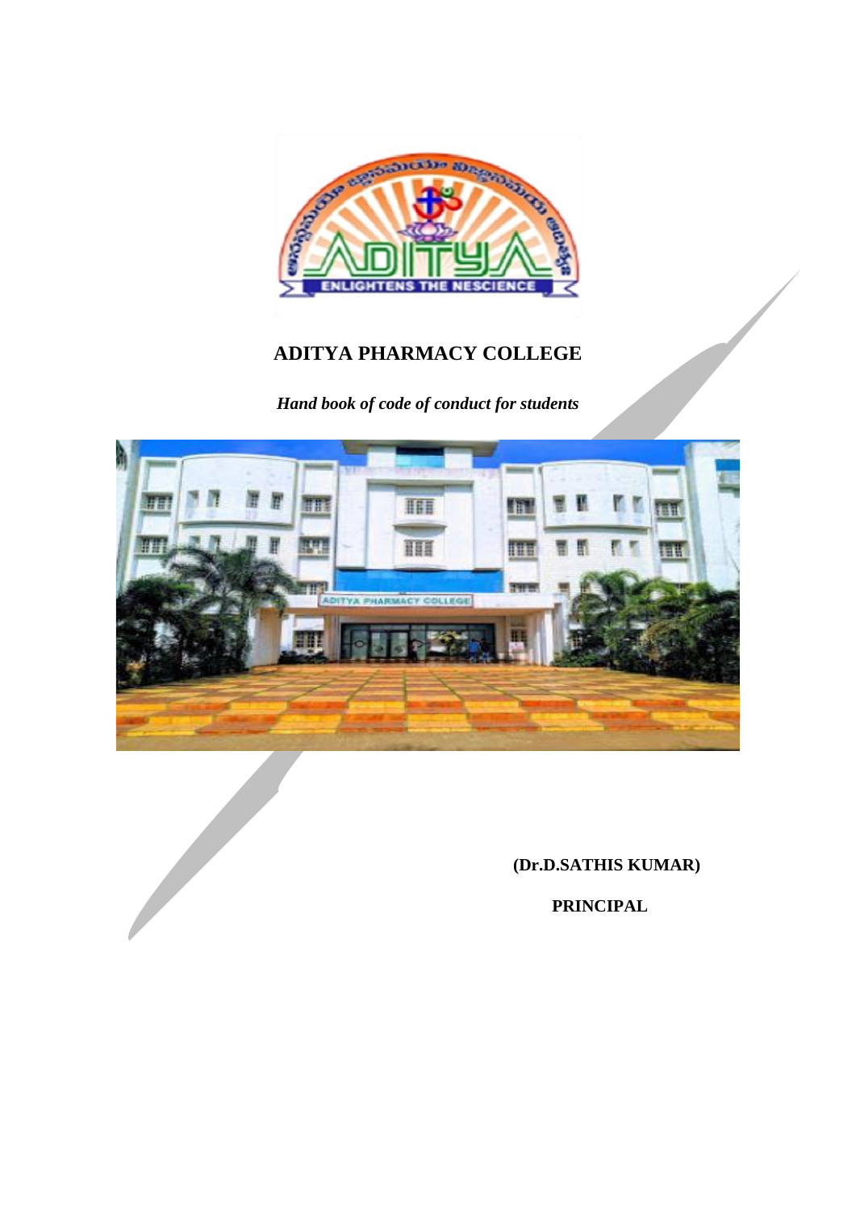# ADITYA PHARMACY COLLEGE

***Hand book of code of conduct for students***

**(Dr.D.SATHIS KUMAR)**

**PRINCIPAL**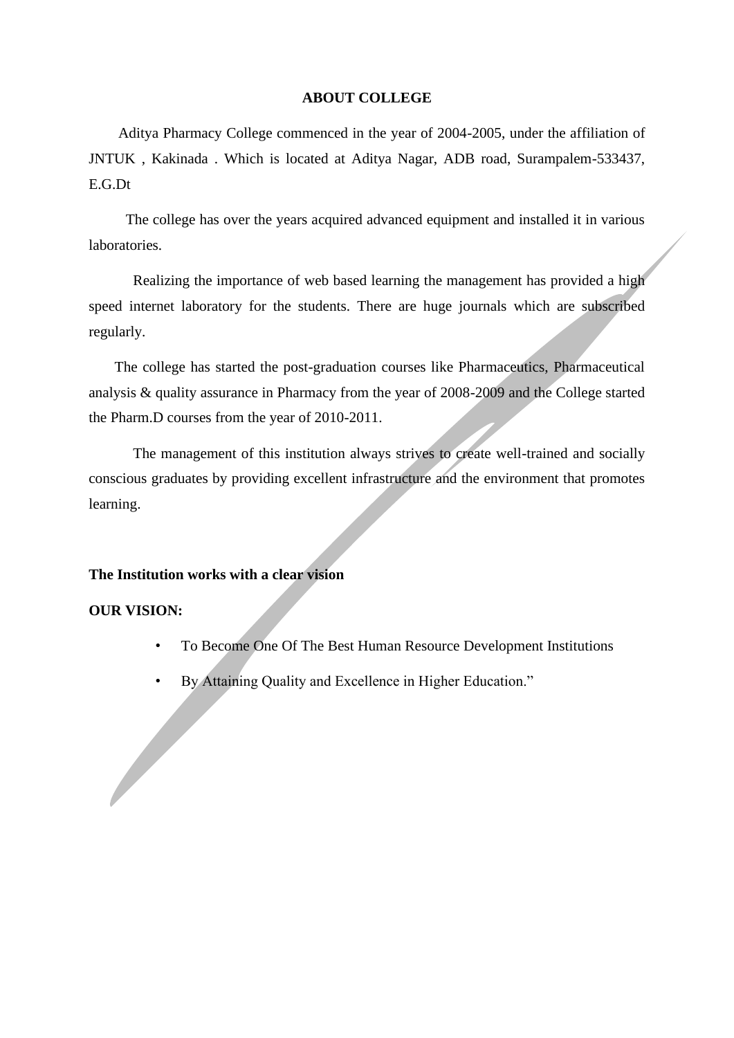## ABOUT COLLEGE

Aditya Pharmacy College commenced in the year of 2004-2005, under the affiliation of JNTUK , Kakinada . Which is located at Aditya Nagar, ADB road, Surampalem-533437, E.G.Dt

The college has over the years acquired advanced equipment and installed it in various laboratories.

Realizing the importance of web based learning the management has provided a high speed internet laboratory for the students. There are huge journals which are subscribed regularly.

The college has started the post-graduation courses like Pharmaceutics, Pharmaceutical analysis & quality assurance in Pharmacy from the year of 2008-2009 and the College started the Pharm.D courses from the year of 2010-2011.

The management of this institution always strives to create well-trained and socially conscious graduates by providing excellent infrastructure and the environment that promotes learning.

**The Institution works with a clear vision**

**OUR VISION:**

- To Become One Of The Best Human Resource Development Institutions
- By Attaining Quality and Excellence in Higher Education."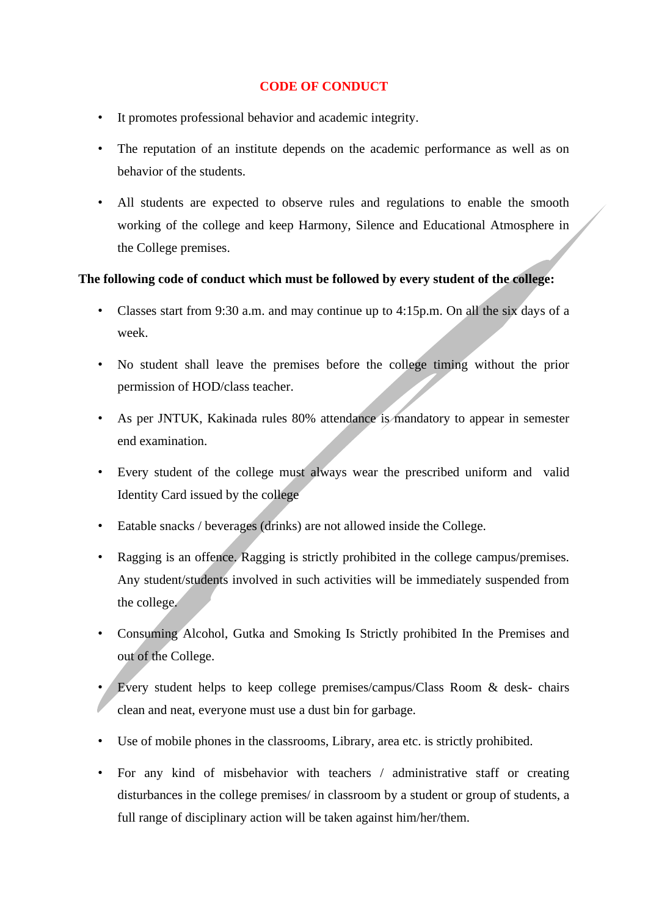# CODE OF CONDUCT

- It promotes professional behavior and academic integrity.
- The reputation of an institute depends on the academic performance as well as on behavior of the students.
- All students are expected to observe rules and regulations to enable the smooth working of the college and keep Harmony, Silence and Educational Atmosphere in the College premises.

**The following code of conduct which must be followed by every student of the college:**

- Classes start from 9:30 a.m. and may continue up to 4:15p.m. On all the six days of a week.
- No student shall leave the premises before the college timing without the prior permission of HOD/class teacher.
- As per JNTUK, Kakinada rules 80% attendance is mandatory to appear in semester end examination.
- Every student of the college must always wear the prescribed uniform and valid Identity Card issued by the college
- Eatable snacks / beverages (drinks) are not allowed inside the College.
- Ragging is an offence. Ragging is strictly prohibited in the college campus/premises. Any student/students involved in such activities will be immediately suspended from the college.
- Consuming Alcohol, Gutka and Smoking Is Strictly prohibited In the Premises and out of the College.
- Every student helps to keep college premises/campus/Class Room & desk- chairs clean and neat, everyone must use a dust bin for garbage.
- Use of mobile phones in the classrooms, Library, area etc. is strictly prohibited.
- For any kind of misbehavior with teachers / administrative staff or creating disturbances in the college premises/ in classroom by a student or group of students, a full range of disciplinary action will be taken against him/her/them.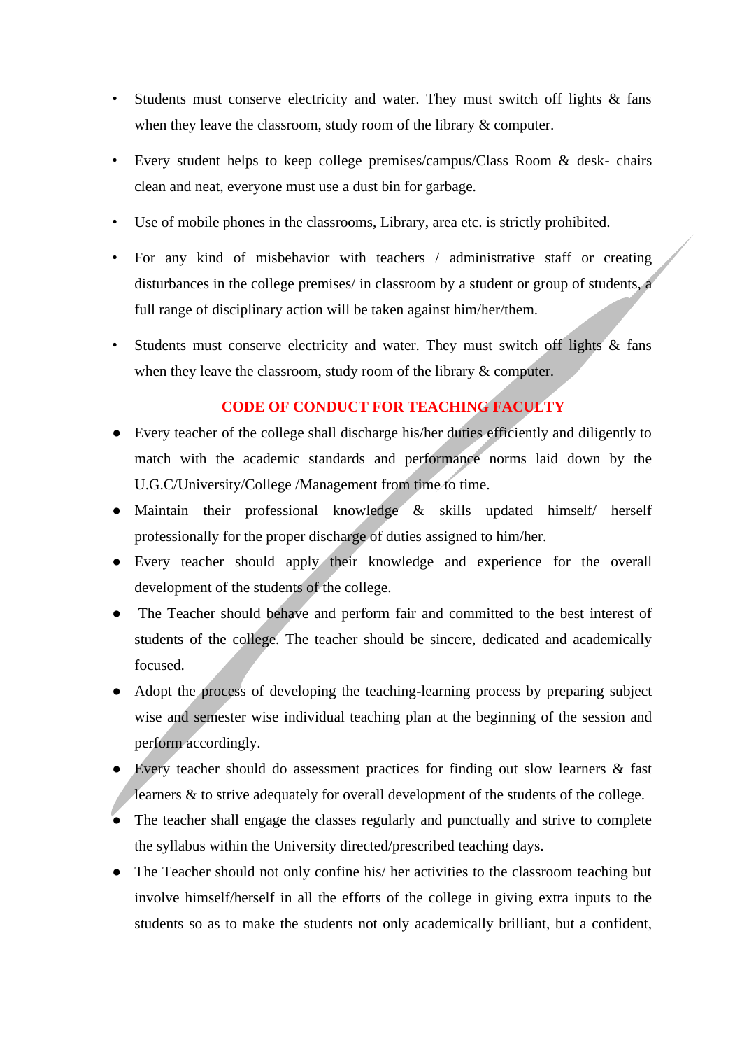- Students must conserve electricity and water. They must switch off lights & fans when they leave the classroom, study room of the library & computer.
- Every student helps to keep college premises/campus/Class Room & desk- chairs clean and neat, everyone must use a dust bin for garbage.
- Use of mobile phones in the classrooms, Library, area etc. is strictly prohibited.
- For any kind of misbehavior with teachers / administrative staff or creating disturbances in the college premises/ in classroom by a student or group of students, a full range of disciplinary action will be taken against him/her/them.
- Students must conserve electricity and water. They must switch off lights & fans when they leave the classroom, study room of the library & computer.

## CODE OF CONDUCT FOR TEACHING FACULTY

- Every teacher of the college shall discharge his/her duties efficiently and diligently to match with the academic standards and performance norms laid down by the U.G.C/University/College /Management from time to time.
- Maintain their professional knowledge & skills updated himself/ herself professionally for the proper discharge of duties assigned to him/her.
- Every teacher should apply their knowledge and experience for the overall development of the students of the college.
- The Teacher should behave and perform fair and committed to the best interest of students of the college. The teacher should be sincere, dedicated and academically focused.
- Adopt the process of developing the teaching-learning process by preparing subject wise and semester wise individual teaching plan at the beginning of the session and perform accordingly.
- Every teacher should do assessment practices for finding out slow learners & fast learners & to strive adequately for overall development of the students of the college.
- The teacher shall engage the classes regularly and punctually and strive to complete the syllabus within the University directed/prescribed teaching days.
- The Teacher should not only confine his/ her activities to the classroom teaching but involve himself/herself in all the efforts of the college in giving extra inputs to the students so as to make the students not only academically brilliant, but a confident,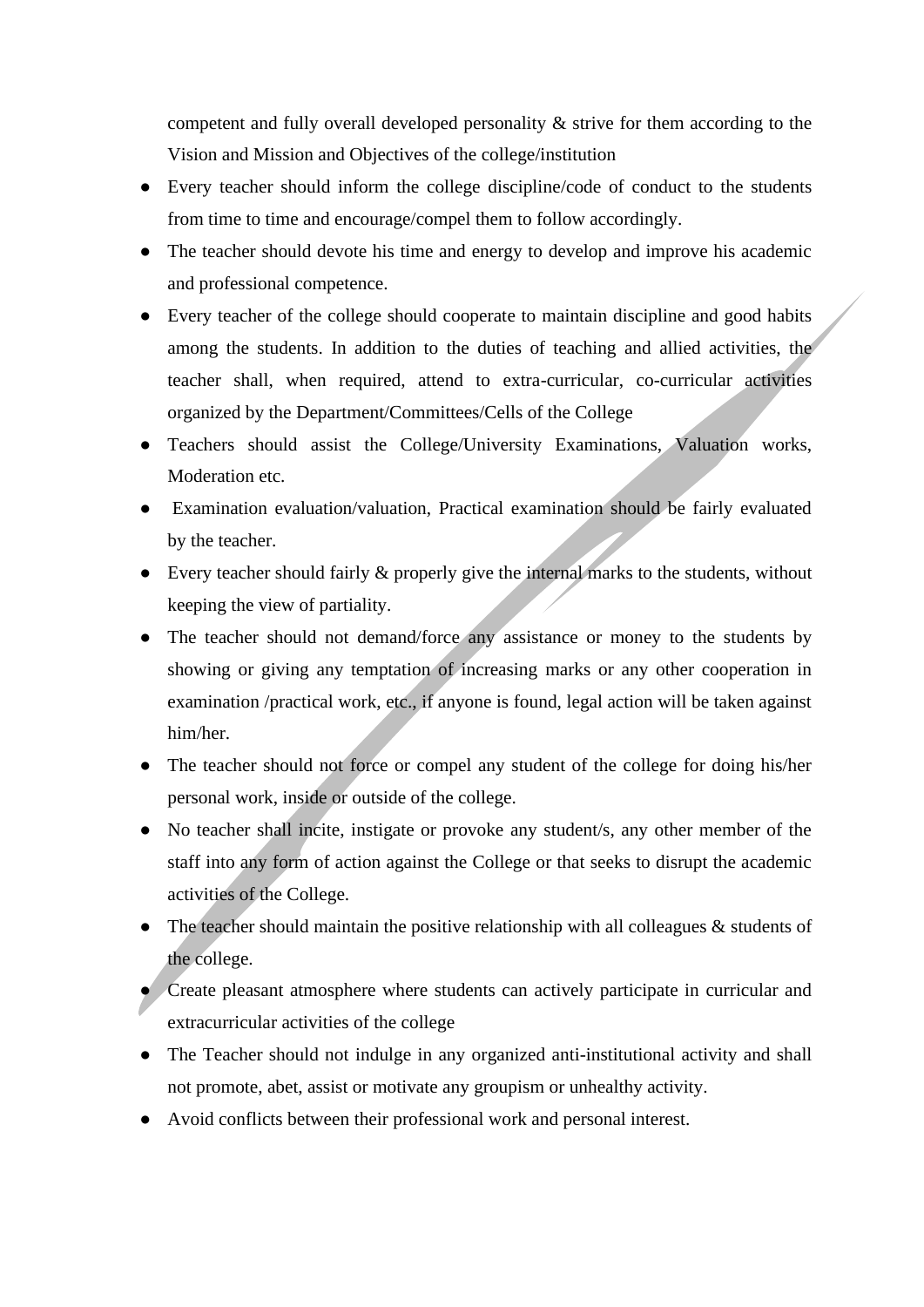competent and fully overall developed personality & strive for them according to the Vision and Mission and Objectives of the college/institution

- Every teacher should inform the college discipline/code of conduct to the students from time to time and encourage/compel them to follow accordingly.
- The teacher should devote his time and energy to develop and improve his academic and professional competence.
- Every teacher of the college should cooperate to maintain discipline and good habits among the students. In addition to the duties of teaching and allied activities, the teacher shall, when required, attend to extra-curricular, co-curricular activities organized by the Department/Committees/Cells of the College
- Teachers should assist the College/University Examinations, Valuation works, Moderation etc.
- Examination evaluation/valuation, Practical examination should be fairly evaluated by the teacher.
- Every teacher should fairly & properly give the internal marks to the students, without keeping the view of partiality.
- The teacher should not demand/force any assistance or money to the students by showing or giving any temptation of increasing marks or any other cooperation in examination /practical work, etc., if anyone is found, legal action will be taken against him/her.
- The teacher should not force or compel any student of the college for doing his/her personal work, inside or outside of the college.
- No teacher shall incite, instigate or provoke any student/s, any other member of the staff into any form of action against the College or that seeks to disrupt the academic activities of the College.
- The teacher should maintain the positive relationship with all colleagues & students of the college.
- Create pleasant atmosphere where students can actively participate in curricular and extracurricular activities of the college
- The Teacher should not indulge in any organized anti-institutional activity and shall not promote, abet, assist or motivate any groupism or unhealthy activity.
- Avoid conflicts between their professional work and personal interest.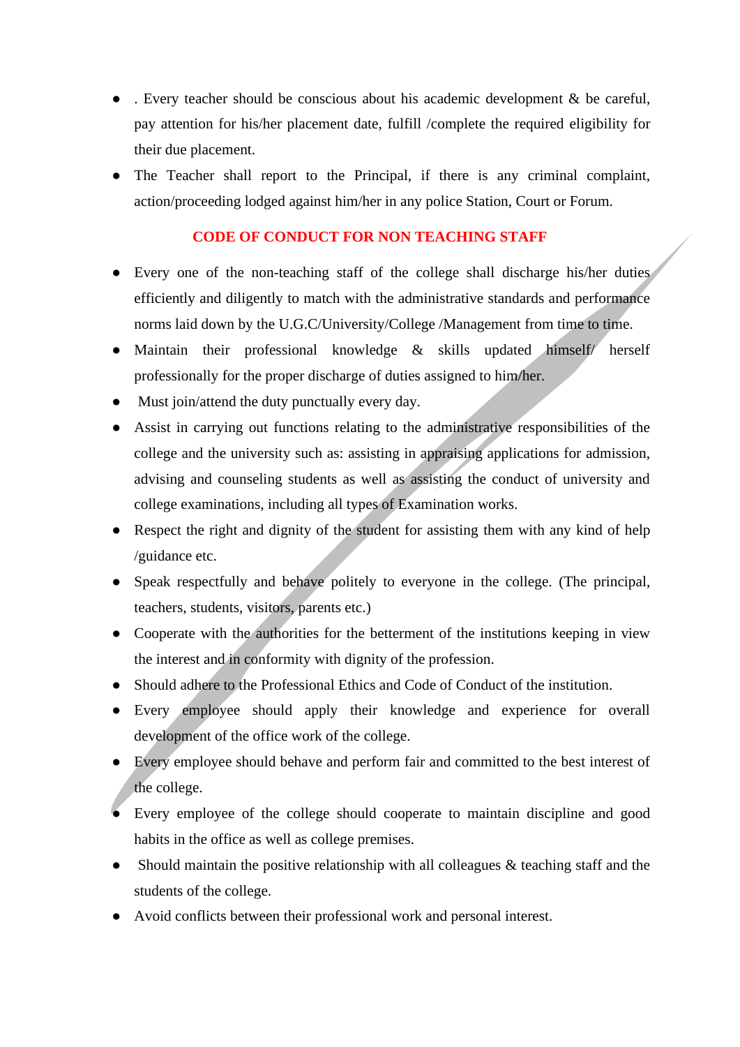- . Every teacher should be conscious about his academic development & be careful, pay attention for his/her placement date, fulfill /complete the required eligibility for their due placement.
- The Teacher shall report to the Principal, if there is any criminal complaint, action/proceeding lodged against him/her in any police Station, Court or Forum.

## CODE OF CONDUCT FOR NON TEACHING STAFF

- Every one of the non-teaching staff of the college shall discharge his/her duties efficiently and diligently to match with the administrative standards and performance norms laid down by the U.G.C/University/College /Management from time to time.
- Maintain their professional knowledge & skills updated himself/ herself professionally for the proper discharge of duties assigned to him/her.
- Must join/attend the duty punctually every day.
- Assist in carrying out functions relating to the administrative responsibilities of the college and the university such as: assisting in appraising applications for admission, advising and counseling students as well as assisting the conduct of university and college examinations, including all types of Examination works.
- Respect the right and dignity of the student for assisting them with any kind of help /guidance etc.
- Speak respectfully and behave politely to everyone in the college. (The principal, teachers, students, visitors, parents etc.)
- Cooperate with the authorities for the betterment of the institutions keeping in view the interest and in conformity with dignity of the profession.
- Should adhere to the Professional Ethics and Code of Conduct of the institution.
- Every employee should apply their knowledge and experience for overall development of the office work of the college.
- Every employee should behave and perform fair and committed to the best interest of the college.
- Every employee of the college should cooperate to maintain discipline and good habits in the office as well as college premises.
- Should maintain the positive relationship with all colleagues & teaching staff and the students of the college.
- Avoid conflicts between their professional work and personal interest.